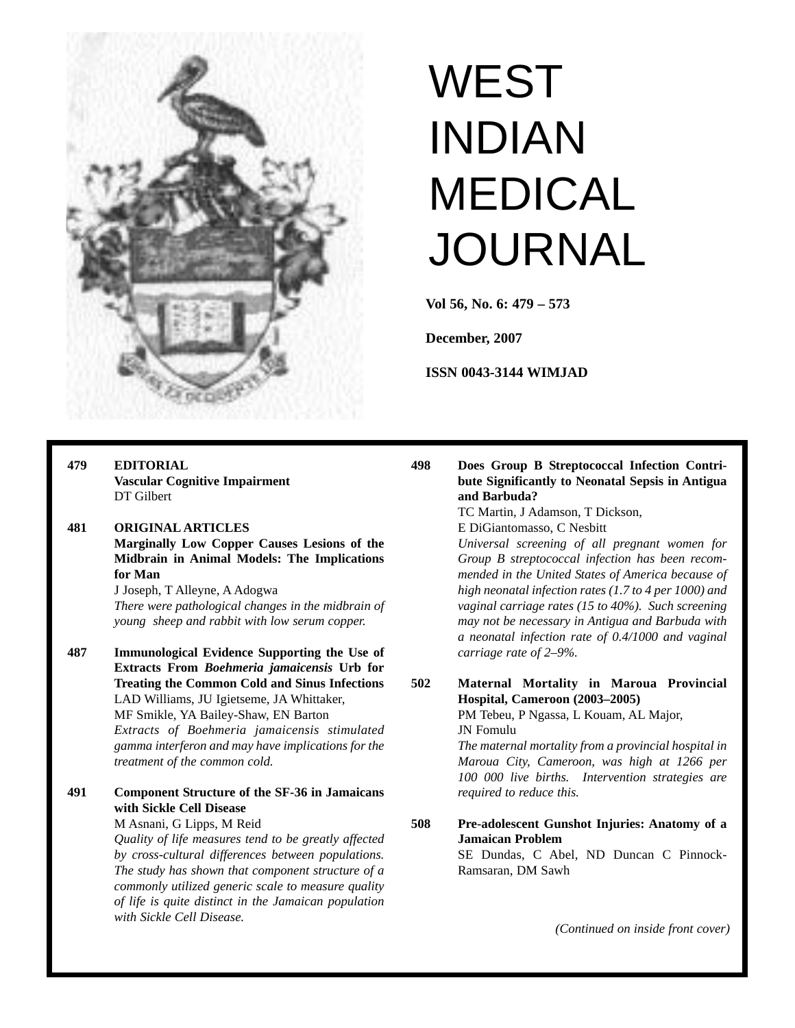# WEST INDIAN MEDICAL JOURNAL

**Vol 56, No. 6: 479 – 573**

**December, 2007**

**ISSN 0043-3144 WIMJAD**

**479 EDITORIAL**
**Vascular Cognitive Impairment**
DT Gilbert

**481 ORIGINAL ARTICLES**
**Marginally Low Copper Causes Lesions of the Midbrain in Animal Models: The Implications for Man**
J Joseph, T Alleyne, A Adogwa
*There were pathological changes in the midbrain of young sheep and rabbit with low serum copper.*

**487 Immunological Evidence Supporting the Use of Extracts From *Boehmeria jamaicensis* Urb for Treating the Common Cold and Sinus Infections**
LAD Williams, JU Igietseme, JA Whittaker, MF Smikle, YA Bailey-Shaw, EN Barton
*Extracts of Boehmeria jamaicensis stimulated gamma interferon and may have implications for the treatment of the common cold.*

**491 Component Structure of the SF-36 in Jamaicans with Sickle Cell Disease**
M Asnani, G Lipps, M Reid
*Quality of life measures tend to be greatly affected by cross-cultural differences between populations. The study has shown that component structure of a commonly utilized generic scale to measure quality of life is quite distinct in the Jamaican population with Sickle Cell Disease.*

**498 Does Group B Streptococcal Infection Contribute Significantly to Neonatal Sepsis in Antigua and Barbuda?**
TC Martin, J Adamson, T Dickson, E DiGiantomasso, C Nesbitt
*Universal screening of all pregnant women for Group B streptococcal infection has been recommended in the United States of America because of high neonatal infection rates (1.7 to 4 per 1000) and vaginal carriage rates (15 to 40%). Such screening may not be necessary in Antigua and Barbuda with a neonatal infection rate of 0.4/1000 and vaginal carriage rate of 2–9%.*

**502 Maternal Mortality in Maroua Provincial Hospital, Cameroon (2003–2005)**
PM Tebeu, P Ngassa, L Kouam, AL Major, JN Fomulu
*The maternal mortality from a provincial hospital in Maroua City, Cameroon, was high at 1266 per 100 000 live births. Intervention strategies are required to reduce this.*

**508 Pre-adolescent Gunshot Injuries: Anatomy of a Jamaican Problem**
SE Dundas, C Abel, ND Duncan C Pinnock-Ramsaran, DM Sawh

*(Continued on inside front cover)*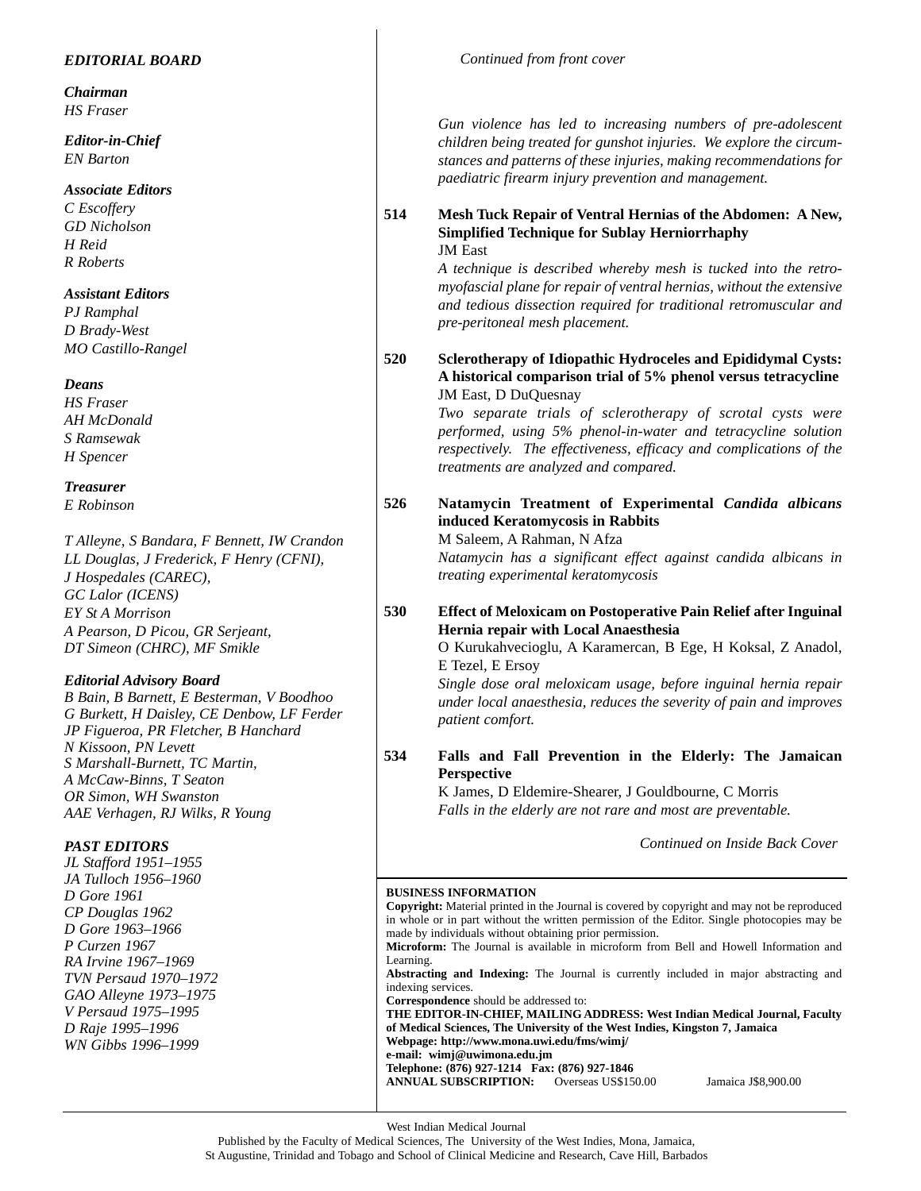***EDITORIAL BOARD***

***Chairman***
*HS Fraser*

***Editor-in-Chief***
*EN Barton*

***Associate Editors***
*C Escoffery*
*GD Nicholson*
*H Reid*
*R Roberts*

***Assistant Editors***
*PJ Ramphal*
*D Brady-West*
*MO Castillo-Rangel*

***Deans***
*HS Fraser*
*AH McDonald*
*S Ramsewak*
*H Spencer*

***Treasurer***
*E Robinson*

*T Alleyne, S Bandara, F Bennett, IW Crandon*
*LL Douglas, J Frederick, F Henry (CFNI),*
*J Hospedales (CAREC),*
*GC Lalor (ICENS)*
*EY St A Morrison*
*A Pearson, D Picou, GR Serjeant,*
*DT Simeon (CHRC), MF Smikle*

***Editorial Advisory Board***
*B Bain, B Barnett, E Besterman, V Boodhoo*
*G Burkett, H Daisley, CE Denbow, LF Ferder*
*JP Figueroa, PR Fletcher, B Hanchard*
*N Kissoon, PN Levett*
*S Marshall-Burnett, TC Martin,*
*A McCaw-Binns, T Seaton*
*OR Simon, WH Swanston*
*AAE Verhagen, RJ Wilks, R Young*

***PAST EDITORS***
*JL Stafford 1951–1955*
*JA Tulloch 1956–1960*
*D Gore 1961*
*CP Douglas 1962*
*D Gore 1963–1966*
*P Curzen 1967*
*RA Irvine 1967–1969*
*TVN Persaud 1970–1972*
*GAO Alleyne 1973–1975*
*V Persaud 1975–1995*
*D Raje 1995–1996*
*WN Gibbs 1996–1999*

*Continued from front cover*

*Gun violence has led to increasing numbers of pre-adolescent children being treated for gunshot injuries. We explore the circumstances and patterns of these injuries, making recommendations for paediatric firearm injury prevention and management.*

**514** **Mesh Tuck Repair of Ventral Hernias of the Abdomen: A New, Simplified Technique for Sublay Herniorrhaphy**
JM East
*A technique is described whereby mesh is tucked into the retromyofascial plane for repair of ventral hernias, without the extensive and tedious dissection required for traditional retromuscular and pre-peritoneal mesh placement.*

**520** **Sclerotherapy of Idiopathic Hydroceles and Epididymal Cysts: A historical comparison trial of 5% phenol versus tetracycline**
JM East, D DuQuesnay
*Two separate trials of sclerotherapy of scrotal cysts were performed, using 5% phenol-in-water and tetracycline solution respectively. The effectiveness, efficacy and complications of the treatments are analyzed and compared.*

**526** **Natamycin Treatment of Experimental *Candida albicans* induced Keratomycosis in Rabbits**
M Saleem, A Rahman, N Afza
*Natamycin has a significant effect against candida albicans in treating experimental keratomycosis*

**530** **Effect of Meloxicam on Postoperative Pain Relief after Inguinal Hernia repair with Local Anaesthesia**
O Kurukahvecioglu, A Karamercan, B Ege, H Koksal, Z Anadol, E Tezel, E Ersoy
*Single dose oral meloxicam usage, before inguinal hernia repair under local anaesthesia, reduces the severity of pain and improves patient comfort.*

**534** **Falls and Fall Prevention in the Elderly: The Jamaican Perspective**
K James, D Eldemire-Shearer, J Gouldbourne, C Morris
*Falls in the elderly are not rare and most are preventable.*

*Continued on Inside Back Cover*

**BUSINESS INFORMATION**
**Copyright:** Material printed in the Journal is covered by copyright and may not be reproduced in whole or in part without the written permission of the Editor. Single photocopies may be made by individuals without obtaining prior permission.
**Microform:** The Journal is available in microform from Bell and Howell Information and Learning.
**Abstracting and Indexing:** The Journal is currently included in major abstracting and indexing services.
**Correspondence** should be addressed to:
**THE EDITOR-IN-CHIEF, MAILING ADDRESS: West Indian Medical Journal, Faculty of Medical Sciences, The University of the West Indies, Kingston 7, Jamaica**
**Webpage: http://www.mona.uwi.edu/fms/wimj/**
**e-mail: wimj@uwimona.edu.jm**
**Telephone: (876) 927-1214 Fax: (876) 927-1846**
**ANNUAL SUBSCRIPTION:** Overseas US$150.00 Jamaica J$8,900.00

West Indian Medical Journal
Published by the Faculty of Medical Sciences, The University of the West Indies, Mona, Jamaica,
St Augustine, Trinidad and Tobago and School of Clinical Medicine and Research, Cave Hill, Barbados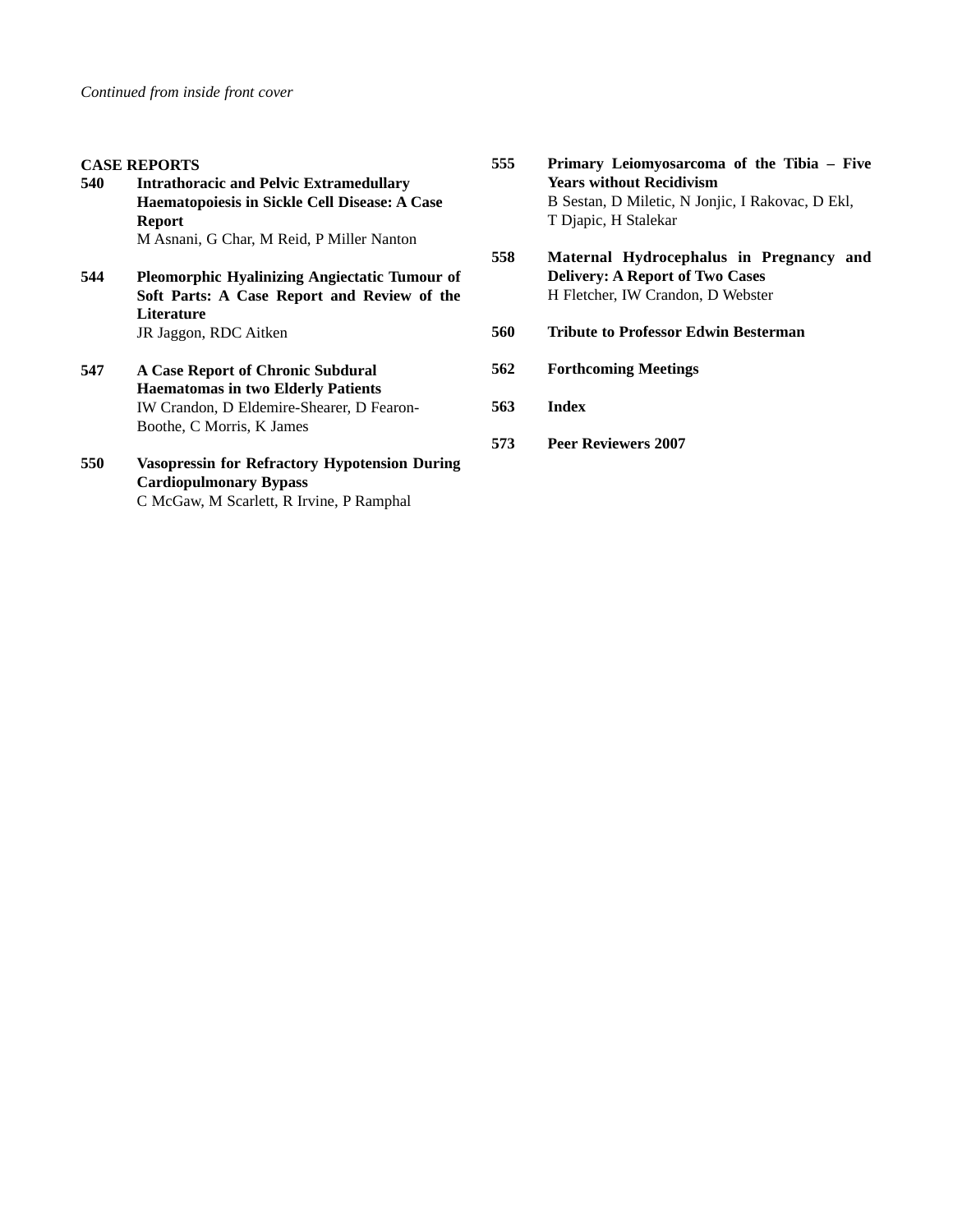*Continued from inside front cover*

**CASE REPORTS**

**540** **Intrathoracic and Pelvic Extramedullary Haematopoiesis in Sickle Cell Disease: A Case Report**
M Asnani, G Char, M Reid, P Miller Nanton

**544** **Pleomorphic Hyalinizing Angiectatic Tumour of Soft Parts: A Case Report and Review of the Literature**
JR Jaggon, RDC Aitken

**547** **A Case Report of Chronic Subdural Haematomas in two Elderly Patients**
IW Crandon, D Eldemire-Shearer, D Fearon-Boothe, C Morris, K James

**550** **Vasopressin for Refractory Hypotension During Cardiopulmonary Bypass**
C McGaw, M Scarlett, R Irvine, P Ramphal

**555** **Primary Leiomyosarcoma of the Tibia – Five Years without Recidivism**
B Sestan, D Miletic, N Jonjic, I Rakovac, D Ekl, T Djapic, H Stalekar

**558** **Maternal Hydrocephalus in Pregnancy and Delivery: A Report of Two Cases**
H Fletcher, IW Crandon, D Webster

**560** **Tribute to Professor Edwin Besterman**

**562** **Forthcoming Meetings**

**563** **Index**

**573** **Peer Reviewers 2007**